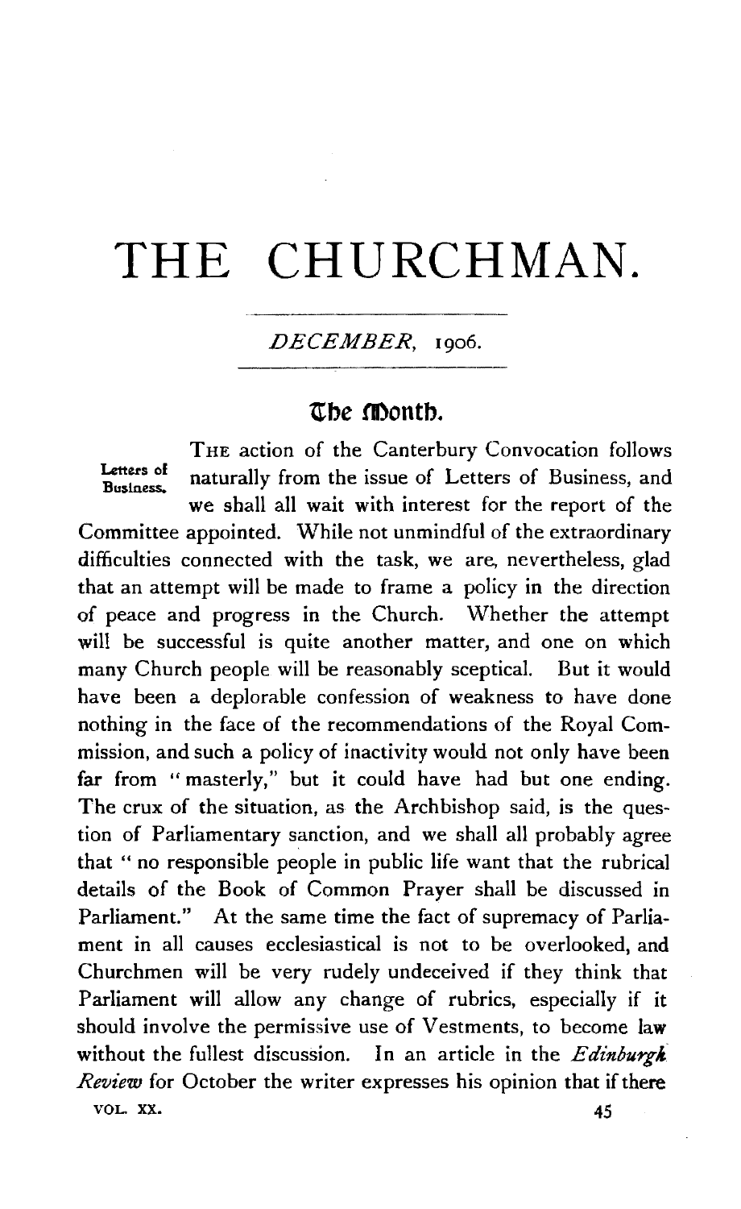# THE CHURCHMAN.

*DECEMBER*, 1906.

## The Month.

**Letters of Business.**

THE action of the Canterbury Convocation follows naturally from the issue of Letters of Business, and we shall all wait with interest for the report of the Committee appointed. While not unmindful of the extraordinary difficulties connected with the task, we are, nevertheless, glad that an attempt will be made to frame a policy in the direction of peace and progress in the Church. Whether the attempt will be successful is quite another matter, and one on which many Church people will be reasonably sceptical. But it would have been a deplorable confession of weakness to have done nothing in the face of the recommendations of the Royal Commission, and such a policy of inactivity would not only have been far from "masterly," but it could have had but one ending. The crux of the situation, as the Archbishop said, is the question of Parliamentary sanction, and we shall all probably agree that "no responsible people in public life want that the rubrical details of the Book of Common Prayer shall be discussed in Parliament." At the same time the fact of supremacy of Parliament in all causes ecclesiastical is not to be overlooked, and Churchmen will be very rudely undeceived if they think that Parliament will allow any change of rubrics, especially if it should involve the permissive use of Vestments, to become law without the fullest discussion. In an article in the *Edinburgh Review* for October the writer expresses his opinion that if there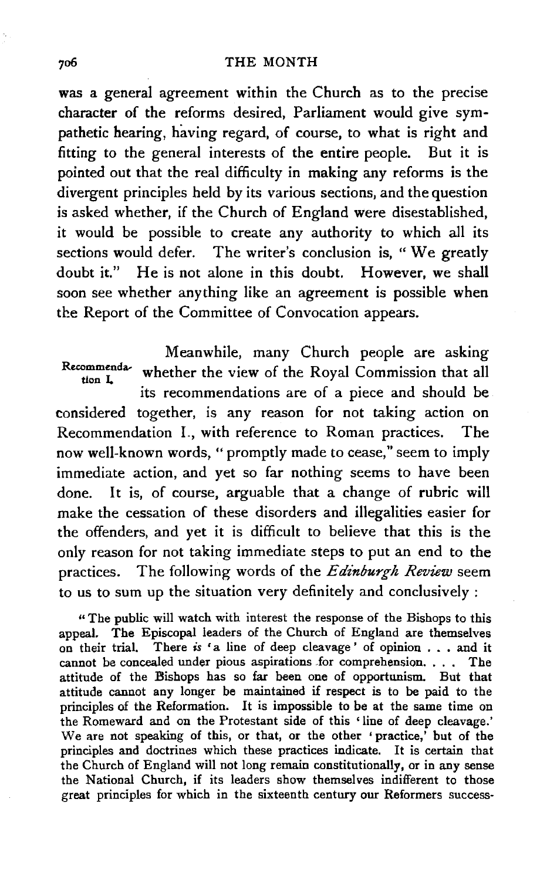was a general agreement within the Church as to the precise character of the reforms desired, Parliament would give sympathetic hearing, having regard, of course, to what is right and fitting to the general interests of the entire people. But it is pointed out that the real difficulty in making any reforms is the divergent principles held by its various sections, and the question is asked whether, if the Church of England were disestablished, it would be possible to create any authority to which all its sections would defer. The writer's conclusion is, "We greatly doubt it." He is not alone in this doubt. However, we shall soon see whether anything like an agreement is possible when the Report of the Committee of Convocation appears.

Recommendation I.

Meanwhile, many Church people are asking whether the view of the Royal Commission that all its recommendations are of a piece and should be considered together, is any reason for not taking action on Recommendation I., with reference to Roman practices. The now well-known words, "promptly made to cease," seem to imply immediate action, and yet so far nothing seems to have been done. It is, of course, arguable that a change of rubric will make the cessation of these disorders and illegalities easier for the offenders, and yet it is difficult to believe that this is the only reason for not taking immediate steps to put an end to the practices. The following words of the *Edinburgh Review* seem to us to sum up the situation very definitely and conclusively:

> "The public will watch with interest the response of the Bishops to this appeal. The Episcopal leaders of the Church of England are themselves on their trial. There *is* 'a line of deep cleavage' of opinion . . . and it cannot be concealed under pious aspirations for comprehension. . . . The attitude of the Bishops has so far been one of opportunism. But that attitude cannot any longer be maintained if respect is to be paid to the principles of the Reformation. It is impossible to be at the same time on the Romeward and on the Protestant side of this 'line of deep cleavage.' We are not speaking of this, or that, or the other 'practice,' but of the principles and doctrines which these practices indicate. It is certain that the Church of England will not long remain constitutionally, or in any sense the National Church, if its leaders show themselves indifferent to those great principles for which in the sixteenth century our Reformers success-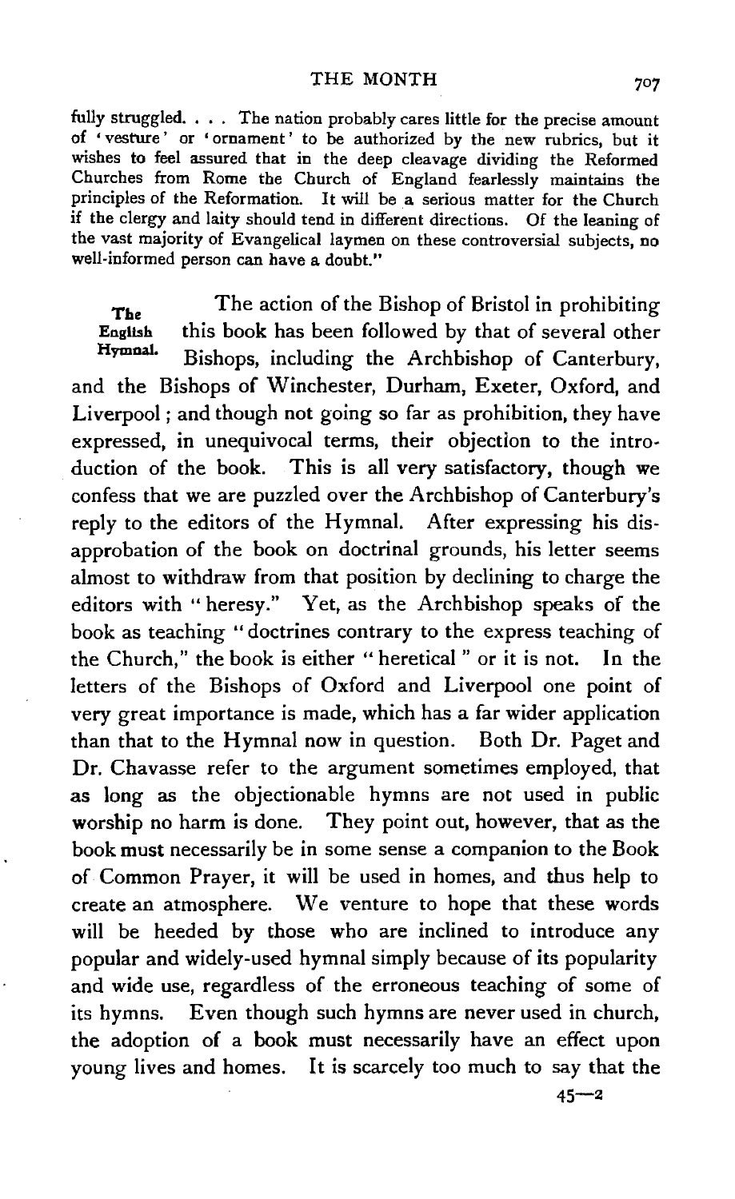fully struggled. . . . The nation probably cares little for the precise amount of 'vesture' or 'ornament' to be authorized by the new rubrics, but it wishes to feel assured that in the deep cleavage dividing the Reformed Churches from Rome the Church of England fearlessly maintains the principles of the Reformation. It will be a serious matter for the Church if the clergy and laity should tend in different directions. Of the leaning of the vast majority of Evangelical laymen on these controversial subjects, no well-informed person can have a doubt."

**The English Hymnal.** The action of the Bishop of Bristol in prohibiting this book has been followed by that of several other Bishops, including the Archbishop of Canterbury, and the Bishops of Winchester, Durham, Exeter, Oxford, and Liverpool; and though not going so far as prohibition, they have expressed, in unequivocal terms, their objection to the introduction of the book. This is all very satisfactory, though we confess that we are puzzled over the Archbishop of Canterbury's reply to the editors of the Hymnal. After expressing his disapprobation of the book on doctrinal grounds, his letter seems almost to withdraw from that position by declining to charge the editors with "heresy." Yet, as the Archbishop speaks of the book as teaching "doctrines contrary to the express teaching of the Church," the book is either "heretical" or it is not. In the letters of the Bishops of Oxford and Liverpool one point of very great importance is made, which has a far wider application than that to the Hymnal now in question. Both Dr. Paget and Dr. Chavasse refer to the argument sometimes employed, that as long as the objectionable hymns are not used in public worship no harm is done. They point out, however, that as the book must necessarily be in some sense a companion to the Book of Common Prayer, it will be used in homes, and thus help to create an atmosphere. We venture to hope that these words will be heeded by those who are inclined to introduce any popular and widely-used hymnal simply because of its popularity and wide use, regardless of the erroneous teaching of some of its hymns. Even though such hymns are never used in church, the adoption of a book must necessarily have an effect upon young lives and homes. It is scarcely too much to say that the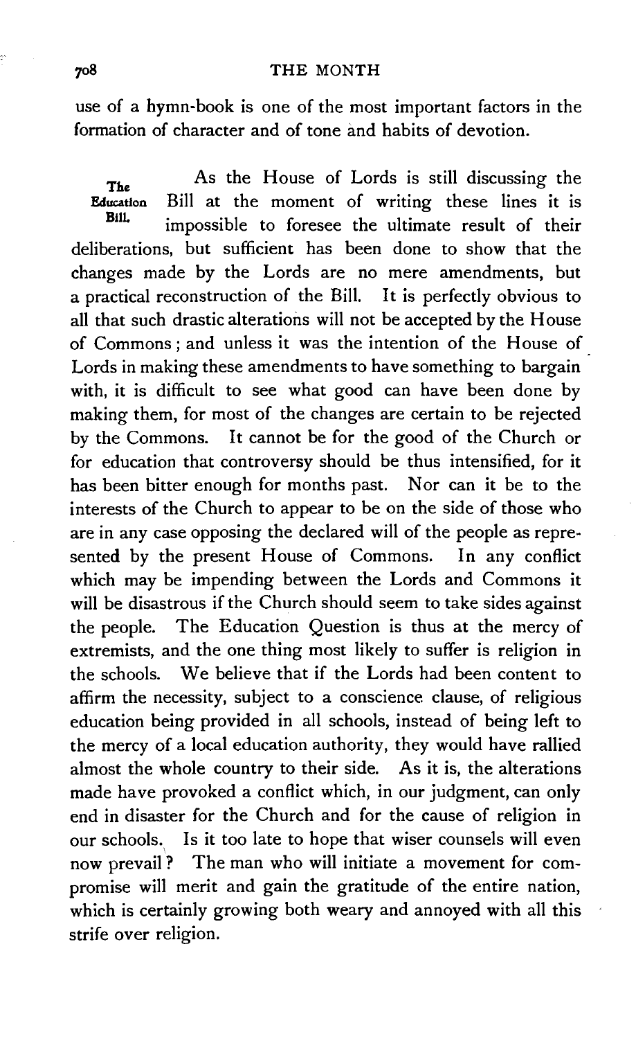use of a hymn-book is one of the most important factors in the formation of character and of tone and habits of devotion.

**The Education Bill.** As the House of Lords is still discussing the Bill at the moment of writing these lines it is impossible to foresee the ultimate result of their deliberations, but sufficient has been done to show that the changes made by the Lords are no mere amendments, but a practical reconstruction of the Bill. It is perfectly obvious to all that such drastic alterations will not be accepted by the House of Commons; and unless it was the intention of the House of Lords in making these amendments to have something to bargain with, it is difficult to see what good can have been done by making them, for most of the changes are certain to be rejected by the Commons. It cannot be for the good of the Church or for education that controversy should be thus intensified, for it has been bitter enough for months past. Nor can it be to the interests of the Church to appear to be on the side of those who are in any case opposing the declared will of the people as represented by the present House of Commons. In any conflict which may be impending between the Lords and Commons it will be disastrous if the Church should seem to take sides against the people. The Education Question is thus at the mercy of extremists, and the one thing most likely to suffer is religion in the schools. We believe that if the Lords had been content to affirm the necessity, subject to a conscience clause, of religious education being provided in all schools, instead of being left to the mercy of a local education authority, they would have rallied almost the whole country to their side. As it is, the alterations made have provoked a conflict which, in our judgment, can only end in disaster for the Church and for the cause of religion in our schools. Is it too late to hope that wiser counsels will even now prevail? The man who will initiate a movement for compromise will merit and gain the gratitude of the entire nation, which is certainly growing both weary and annoyed with all this strife over religion.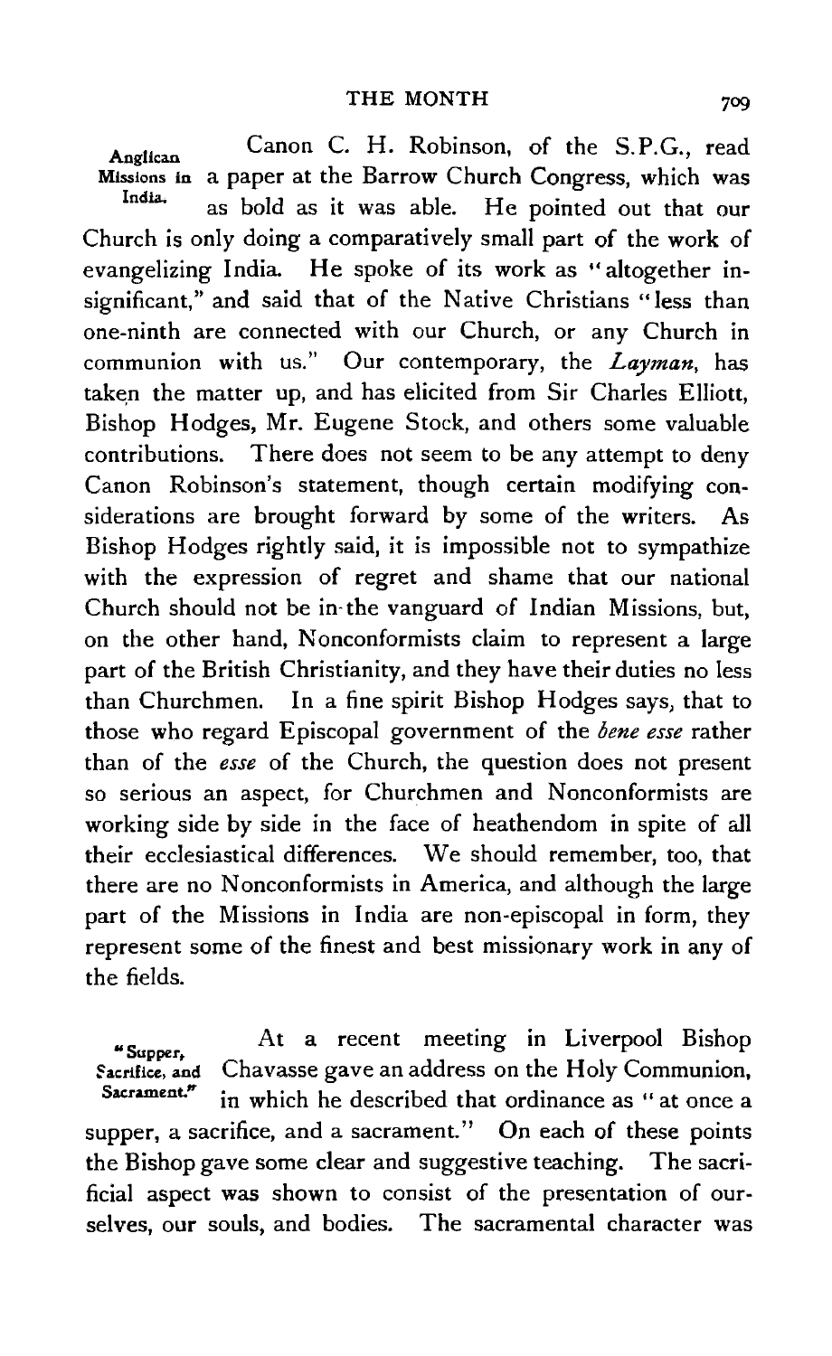**Anglican Missions in India.** Canon C. H. Robinson, of the S.P.G., read a paper at the Barrow Church Congress, which was as bold as it was able. He pointed out that our Church is only doing a comparatively small part of the work of evangelizing India. He spoke of its work as "altogether insignificant," and said that of the Native Christians "less than one-ninth are connected with our Church, or any Church in communion with us." Our contemporary, the *Layman*, has taken the matter up, and has elicited from Sir Charles Elliott, Bishop Hodges, Mr. Eugene Stock, and others some valuable contributions. There does not seem to be any attempt to deny Canon Robinson's statement, though certain modifying considerations are brought forward by some of the writers. As Bishop Hodges rightly said, it is impossible not to sympathize with the expression of regret and shame that our national Church should not be in the vanguard of Indian Missions, but, on the other hand, Nonconformists claim to represent a large part of the British Christianity, and they have their duties no less than Churchmen. In a fine spirit Bishop Hodges says, that to those who regard Episcopal government of the *bene esse* rather than of the *esse* of the Church, the question does not present so serious an aspect, for Churchmen and Nonconformists are working side by side in the face of heathendom in spite of all their ecclesiastical differences. We should remember, too, that there are no Nonconformists in America, and although the large part of the Missions in India are non-episcopal in form, they represent some of the finest and best missionary work in any of the fields.

**"Supper, Sacrifice, and Sacrament."** At a recent meeting in Liverpool Bishop Chavasse gave an address on the Holy Communion, in which he described that ordinance as "at once a supper, a sacrifice, and a sacrament." On each of these points the Bishop gave some clear and suggestive teaching. The sacrificial aspect was shown to consist of the presentation of ourselves, our souls, and bodies. The sacramental character was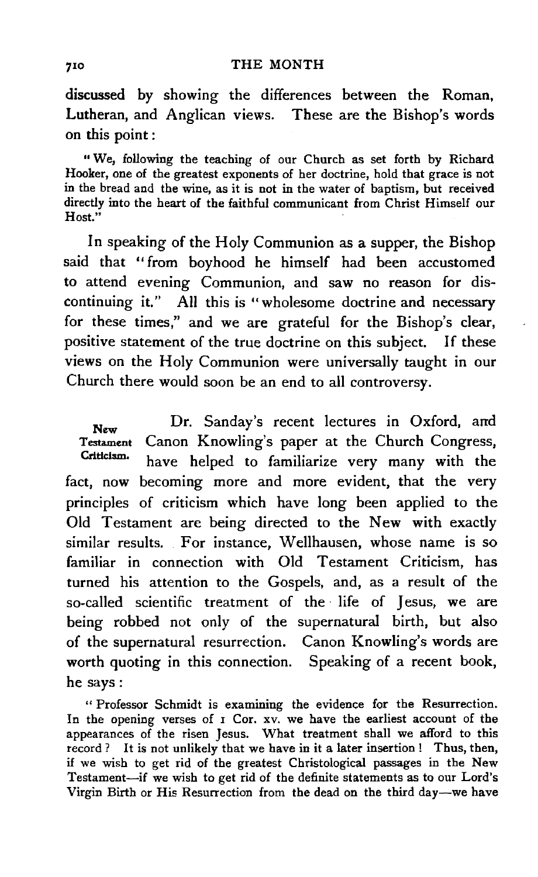discussed by showing the differences between the Roman, Lutheran, and Anglican views. These are the Bishop's words on this point:

> "We, following the teaching of our Church as set forth by Richard Hooker, one of the greatest exponents of her doctrine, hold that grace is not in the bread and the wine, as it is not in the water of baptism, but received directly into the heart of the faithful communicant from Christ Himself our Host."

In speaking of the Holy Communion as a supper, the Bishop said that "from boyhood he himself had been accustomed to attend evening Communion, and saw no reason for discontinuing it." All this is "wholesome doctrine and necessary for these times," and we are grateful for the Bishop's clear, positive statement of the true doctrine on this subject. If these views on the Holy Communion were universally taught in our Church there would soon be an end to all controversy.

**New Testament Criticism.** Dr. Sanday's recent lectures in Oxford, and Canon Knowling's paper at the Church Congress, have helped to familiarize very many with the fact, now becoming more and more evident, that the very principles of criticism which have long been applied to the Old Testament are being directed to the New with exactly similar results. For instance, Wellhausen, whose name is so familiar in connection with Old Testament Criticism, has turned his attention to the Gospels, and, as a result of the so-called scientific treatment of the life of Jesus, we are being robbed not only of the supernatural birth, but also of the supernatural resurrection. Canon Knowling's words are worth quoting in this connection. Speaking of a recent book, he says:

> "Professor Schmidt is examining the evidence for the Resurrection. In the opening verses of 1 Cor. xv. we have the earliest account of the appearances of the risen Jesus. What treatment shall we afford to this record? It is not unlikely that we have in it a later insertion! Thus, then, if we wish to get rid of the greatest Christological passages in the New Testament—if we wish to get rid of the definite statements as to our Lord's Virgin Birth or His Resurrection from the dead on the third day—we have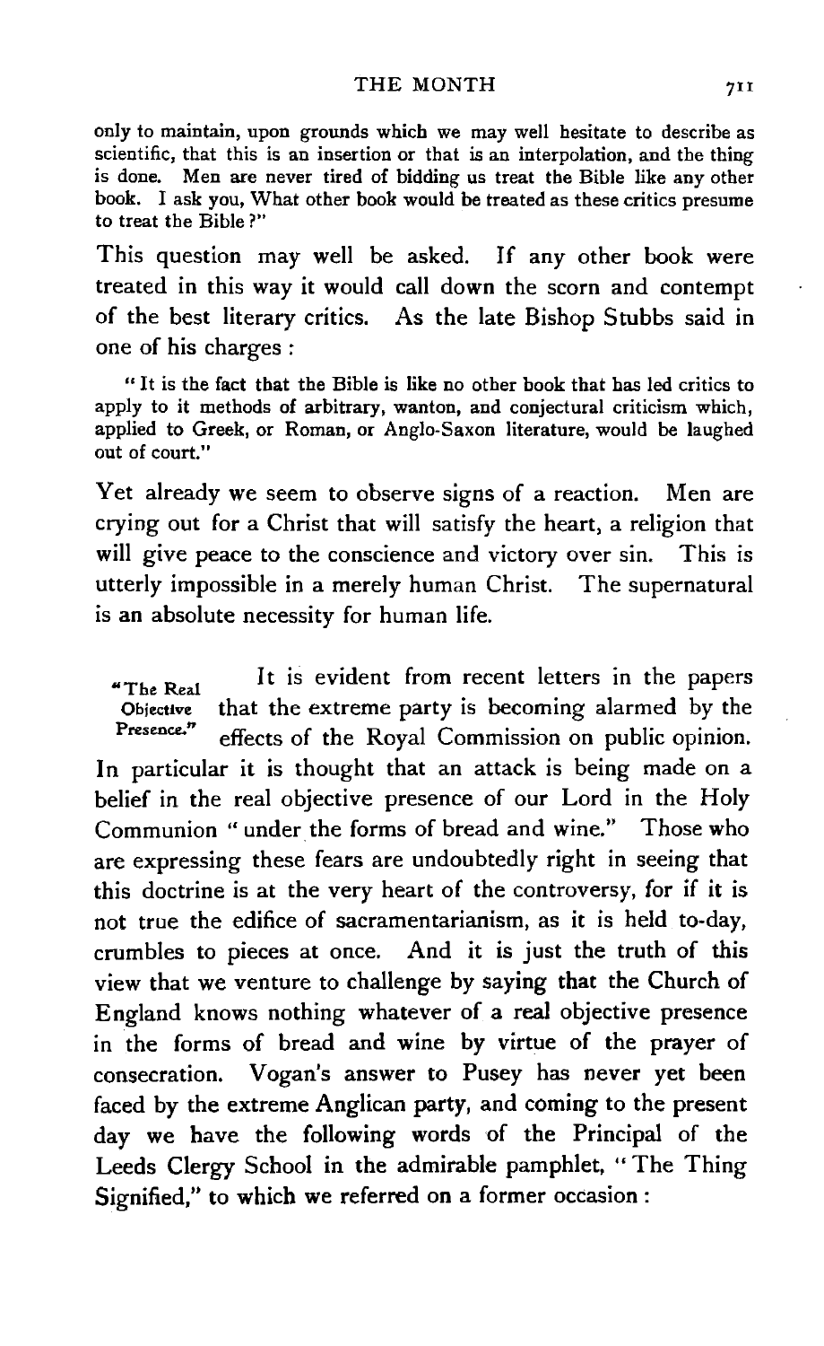only to maintain, upon grounds which we may well hesitate to describe as scientific, that this is an insertion or that is an interpolation, and the thing is done. Men are never tired of bidding us treat the Bible like any other book. I ask you, What other book would be treated as these critics presume to treat the Bible?"

This question may well be asked. If any other book were treated in this way it would call down the scorn and contempt of the best literary critics. As the late Bishop Stubbs said in one of his charges:

> "It is the fact that the Bible is like no other book that has led critics to apply to it methods of arbitrary, wanton, and conjectural criticism which, applied to Greek, or Roman, or Anglo-Saxon literature, would be laughed out of court."

Yet already we seem to observe signs of a reaction. Men are crying out for a Christ that will satisfy the heart, a religion that will give peace to the conscience and victory over sin. This is utterly impossible in a merely human Christ. The supernatural is an absolute necessity for human life.

**"The Real Objective Presence."** It is evident from recent letters in the papers that the extreme party is becoming alarmed by the effects of the Royal Commission on public opinion. In particular it is thought that an attack is being made on a belief in the real objective presence of our Lord in the Holy Communion "under the forms of bread and wine." Those who are expressing these fears are undoubtedly right in seeing that this doctrine is at the very heart of the controversy, for if it is not true the edifice of sacramentarianism, as it is held to-day, crumbles to pieces at once. And it is just the truth of this view that we venture to challenge by saying that the Church of England knows nothing whatever of a real objective presence in the forms of bread and wine by virtue of the prayer of consecration. Vogan's answer to Pusey has never yet been faced by the extreme Anglican party, and coming to the present day we have the following words of the Principal of the Leeds Clergy School in the admirable pamphlet, "The Thing Signified," to which we referred on a former occasion: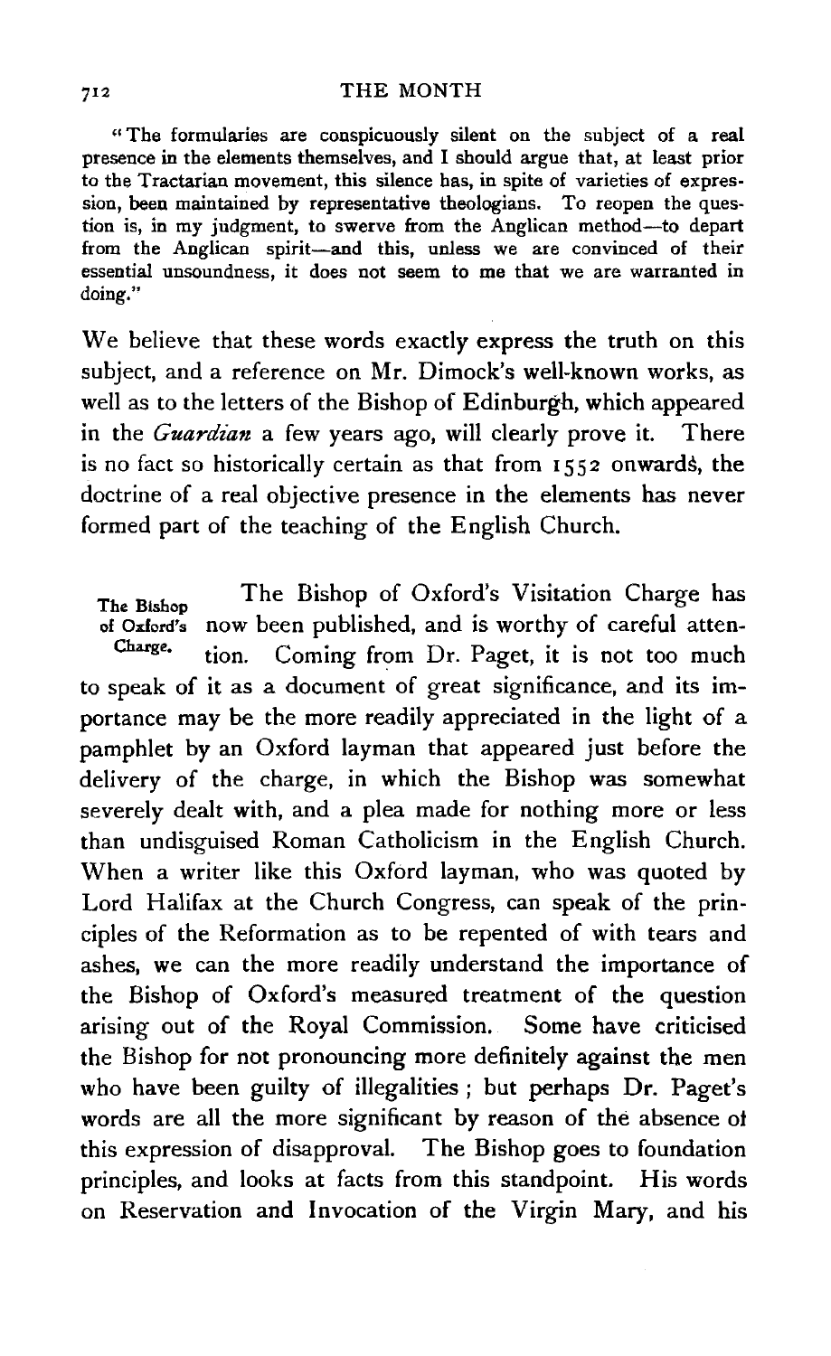"The formularies are conspicuously silent on the subject of a real presence in the elements themselves, and I should argue that, at least prior to the Tractarian movement, this silence has, in spite of varieties of expression, been maintained by representative theologians. To reopen the question is, in my judgment, to swerve from the Anglican method—to depart from the Anglican spirit—and this, unless we are convinced of their essential unsoundness, it does not seem to me that we are warranted in doing."

We believe that these words exactly express the truth on this subject, and a reference on Mr. Dimock's well-known works, as well as to the letters of the Bishop of Edinburgh, which appeared in the *Guardian* a few years ago, will clearly prove it. There is no fact so historically certain as that from 1552 onwards, the doctrine of a real objective presence in the elements has never formed part of the teaching of the English Church.

**The Bishop of Oxford's Charge.** The Bishop of Oxford's Visitation Charge has now been published, and is worthy of careful attention. Coming from Dr. Paget, it is not too much to speak of it as a document of great significance, and its importance may be the more readily appreciated in the light of a pamphlet by an Oxford layman that appeared just before the delivery of the charge, in which the Bishop was somewhat severely dealt with, and a plea made for nothing more or less than undisguised Roman Catholicism in the English Church. When a writer like this Oxford layman, who was quoted by Lord Halifax at the Church Congress, can speak of the principles of the Reformation as to be repented of with tears and ashes, we can the more readily understand the importance of the Bishop of Oxford's measured treatment of the question arising out of the Royal Commission. Some have criticised the Bishop for not pronouncing more definitely against the men who have been guilty of illegalities; but perhaps Dr. Paget's words are all the more significant by reason of the absence of this expression of disapproval. The Bishop goes to foundation principles, and looks at facts from this standpoint. His words on Reservation and Invocation of the Virgin Mary, and his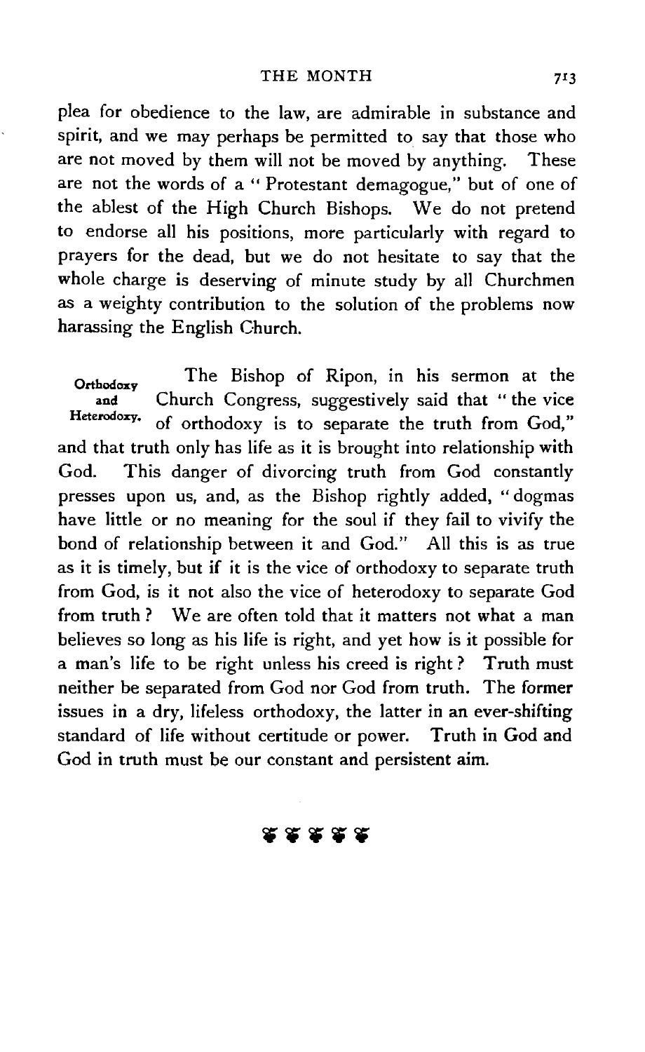plea for obedience to the law, are admirable in substance and spirit, and we may perhaps be permitted to say that those who are not moved by them will not be moved by anything. These are not the words of a "Protestant demagogue," but of one of the ablest of the High Church Bishops. We do not pretend to endorse all his positions, more particularly with regard to prayers for the dead, but we do not hesitate to say that the whole charge is deserving of minute study by all Churchmen as a weighty contribution to the solution of the problems now harassing the English Church.

**Orthodoxy and Heterodoxy.** The Bishop of Ripon, in his sermon at the Church Congress, suggestively said that "the vice of orthodoxy is to separate the truth from God," and that truth only has life as it is brought into relationship with God. This danger of divorcing truth from God constantly presses upon us, and, as the Bishop rightly added, "dogmas have little or no meaning for the soul if they fail to vivify the bond of relationship between it and God." All this is as true as it is timely, but if it is the vice of orthodoxy to separate truth from God, is it not also the vice of heterodoxy to separate God from truth? We are often told that it matters not what a man believes so long as his life is right, and yet how is it possible for a man's life to be right unless his creed is right? Truth must neither be separated from God nor God from truth. The former issues in a dry, lifeless orthodoxy, the latter in an ever-shifting standard of life without certitude or power. Truth in God and God in truth must be our constant and persistent aim.